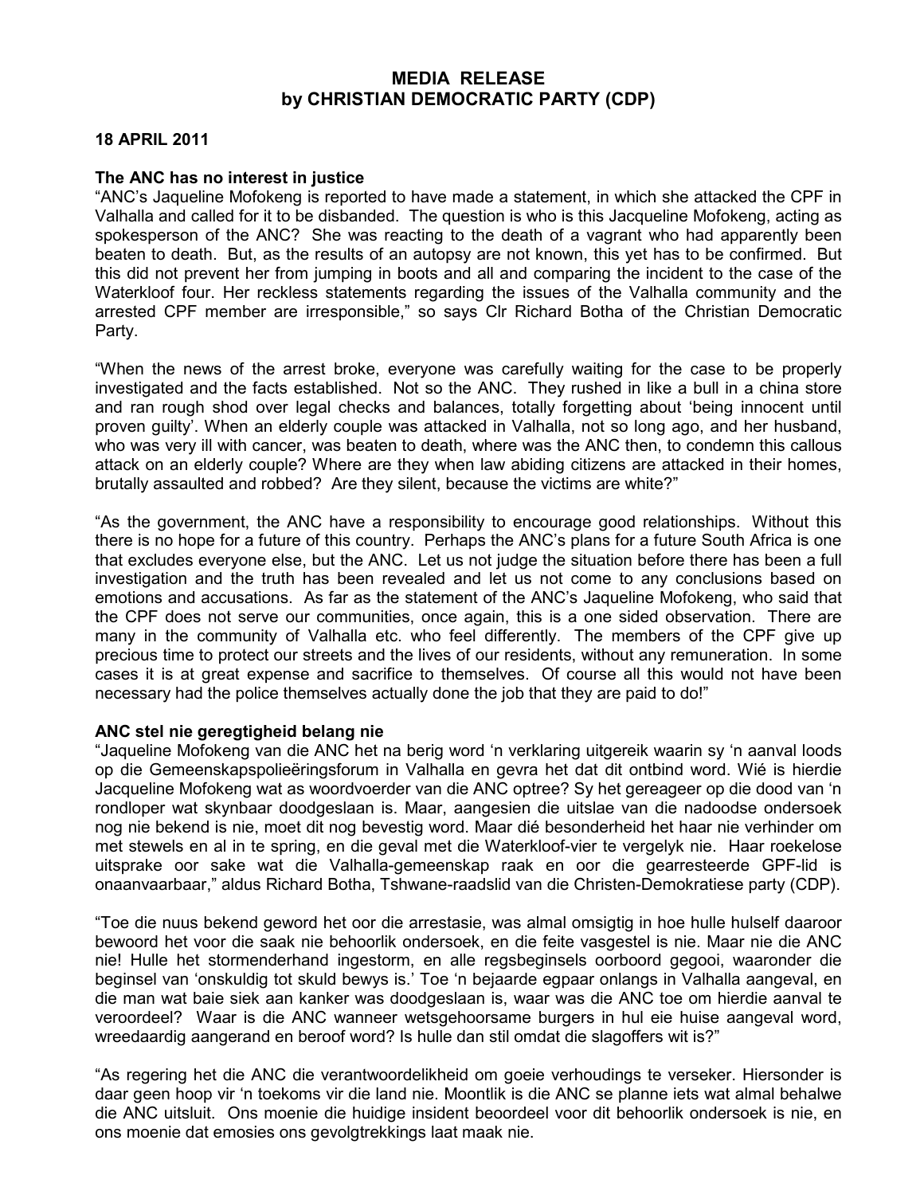# MEDIA RELEASE
# by CHRISTIAN DEMOCRATIC PARTY (CDP)

**18 APRIL 2011**

**The ANC has no interest in justice**

"ANC's Jaqueline Mofokeng is reported to have made a statement, in which she attacked the CPF in Valhalla and called for it to be disbanded. The question is who is this Jacqueline Mofokeng, acting as spokesperson of the ANC? She was reacting to the death of a vagrant who had apparently been beaten to death. But, as the results of an autopsy are not known, this yet has to be confirmed. But this did not prevent her from jumping in boots and all and comparing the incident to the case of the Waterkloof four. Her reckless statements regarding the issues of the Valhalla community and the arrested CPF member are irresponsible," so says Clr Richard Botha of the Christian Democratic Party.

"When the news of the arrest broke, everyone was carefully waiting for the case to be properly investigated and the facts established. Not so the ANC. They rushed in like a bull in a china store and ran rough shod over legal checks and balances, totally forgetting about 'being innocent until proven guilty'. When an elderly couple was attacked in Valhalla, not so long ago, and her husband, who was very ill with cancer, was beaten to death, where was the ANC then, to condemn this callous attack on an elderly couple? Where are they when law abiding citizens are attacked in their homes, brutally assaulted and robbed? Are they silent, because the victims are white?"

"As the government, the ANC have a responsibility to encourage good relationships. Without this there is no hope for a future of this country. Perhaps the ANC's plans for a future South Africa is one that excludes everyone else, but the ANC. Let us not judge the situation before there has been a full investigation and the truth has been revealed and let us not come to any conclusions based on emotions and accusations. As far as the statement of the ANC's Jaqueline Mofokeng, who said that the CPF does not serve our communities, once again, this is a one sided observation. There are many in the community of Valhalla etc. who feel differently. The members of the CPF give up precious time to protect our streets and the lives of our residents, without any remuneration. In some cases it is at great expense and sacrifice to themselves. Of course all this would not have been necessary had the police themselves actually done the job that they are paid to do!"

**ANC stel nie geregtigheid belang nie**

"Jaqueline Mofokeng van die ANC het na berig word 'n verklaring uitgereik waarin sy 'n aanval loods op die Gemeenskapspolieëringsforum in Valhalla en gevra het dat dit ontbind word. Wié is hierdie Jacqueline Mofokeng wat as woordvoerder van die ANC optree? Sy het gereageer op die dood van 'n rondloper wat skynbaar doodgeslaan is. Maar, aangesien die uitslae van die nadoodse ondersoek nog nie bekend is nie, moet dit nog bevestig word. Maar dié besonderheid het haar nie verhinder om met stewels en al in te spring, en die geval met die Waterkloof-vier te vergelyk nie. Haar roekelose uitsprake oor sake wat die Valhalla-gemeenskap raak en oor die gearresteerde GPF-lid is onaanvaarbaar," aldus Richard Botha, Tshwane-raadslid van die Christen-Demokratiese party (CDP).

"Toe die nuus bekend geword het oor die arrestasie, was almal omsigtig in hoe hulle hulself daaroor bewoord het voor die saak nie behoorlik ondersoek, en die feite vasgestel is nie. Maar nie die ANC nie! Hulle het stormenderhand ingestorm, en alle regsbeginsels oorboord gegooi, waaronder die beginsel van 'onskuldig tot skuld bewys is.' Toe 'n bejaarde egpaar onlangs in Valhalla aangeval, en die man wat baie siek aan kanker was doodgeslaan is, waar was die ANC toe om hierdie aanval te veroordeel? Waar is die ANC wanneer wetsgehoorsame burgers in hul eie huise aangeval word, wreedaardig aangerand en beroof word? Is hulle dan stil omdat die slagoffers wit is?"

"As regering het die ANC die verantwoordelikheid om goeie verhoudings te verseker. Hiersonder is daar geen hoop vir 'n toekoms vir die land nie. Moontlik is die ANC se planne iets wat almal behalwe die ANC uitsluit. Ons moenie die huidige insident beoordeel voor dit behoorlik ondersoek is nie, en ons moenie dat emosies ons gevolgtrekkings laat maak nie.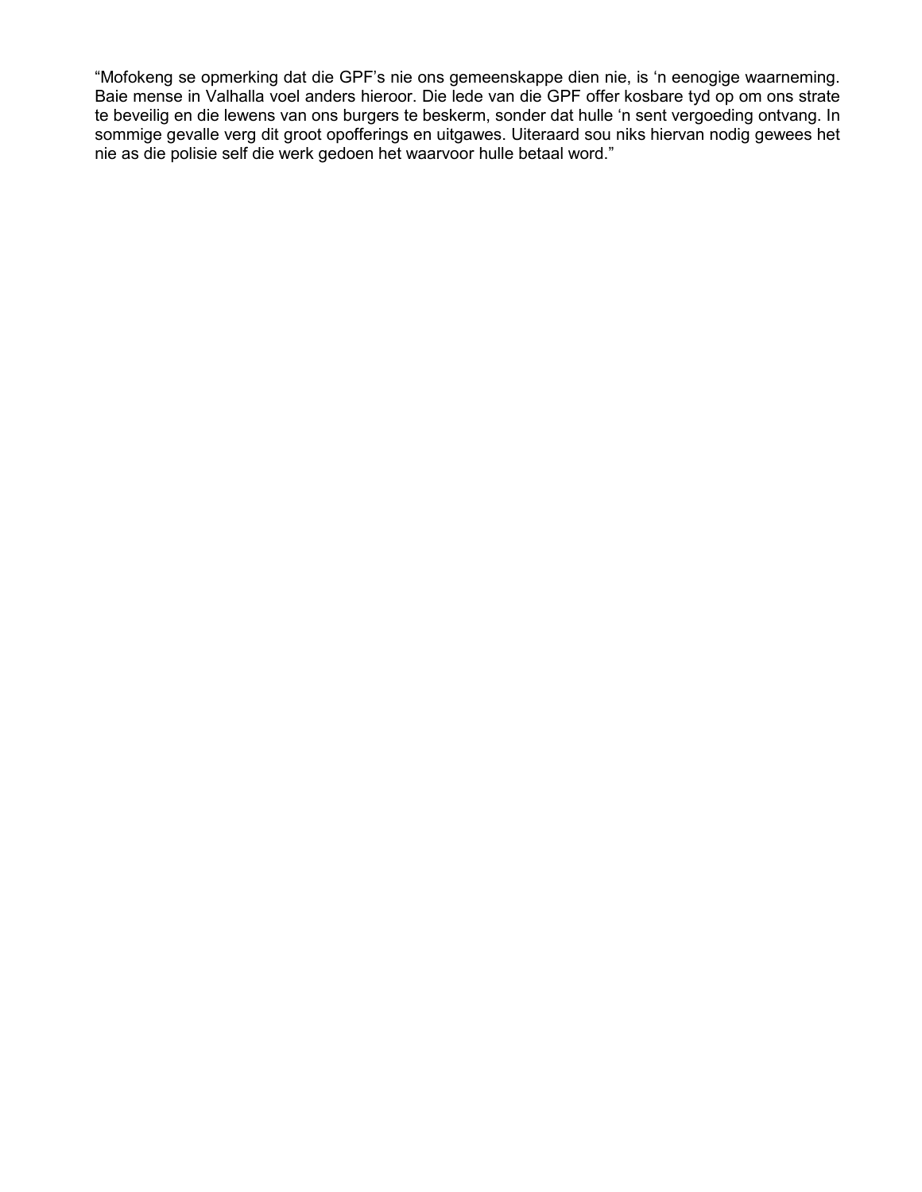"Mofokeng se opmerking dat die GPF's nie ons gemeenskappe dien nie, is 'n eenogige waarneming. Baie mense in Valhalla voel anders hieroor. Die lede van die GPF offer kosbare tyd op om ons strate te beveilig en die lewens van ons burgers te beskerm, sonder dat hulle 'n sent vergoeding ontvang. In sommige gevalle verg dit groot opofferings en uitgawes. Uiteraard sou niks hiervan nodig gewees het nie as die polisie self die werk gedoen het waarvoor hulle betaal word."